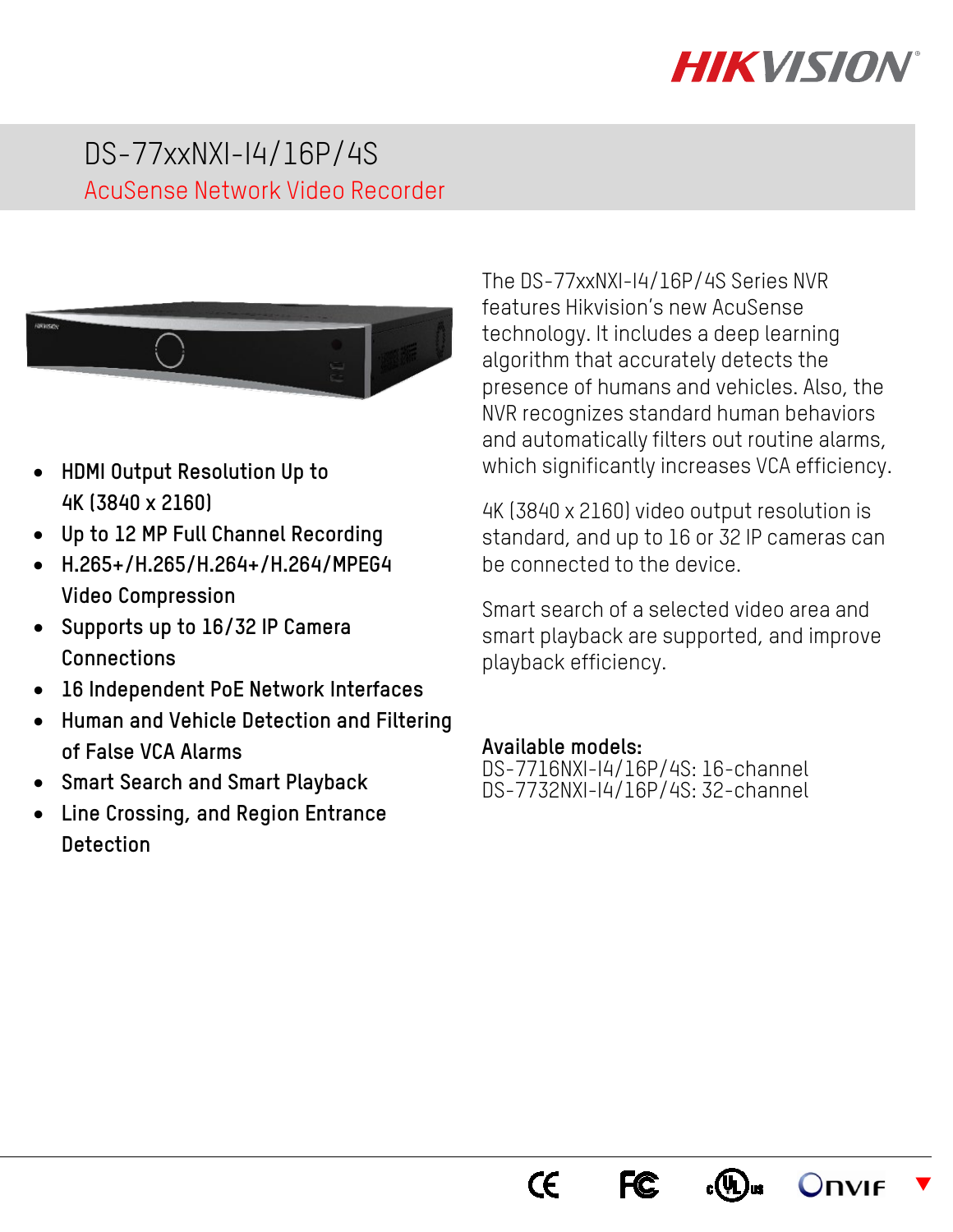# DS-77xxNXI-I4/16P/4S

## AcuSense Network Video Recorder

- HDMI Output Resolution Up to 4K (3840 x 2160)
- Up to 12 MP Full Channel Recording
- H.265+/H.265/H.264+/H.264/MPEG4 Video Compression
- Supports up to 16/32 IP Camera Connections
- 16 Independent PoE Network Interfaces
- Human and Vehicle Detection and Filtering of False VCA Alarms
- Smart Search and Smart Playback
- Line Crossing, and Region Entrance Detection

The DS-77xxNXI-I4/16P/4S Series NVR features Hikvision's new AcuSense technology. It includes a deep learning algorithm that accurately detects the presence of humans and vehicles. Also, the NVR recognizes standard human behaviors and automatically filters out routine alarms, which significantly increases VCA efficiency.

4K (3840 x 2160) video output resolution is standard, and up to 16 or 32 IP cameras can be connected to the device.

Smart search of a selected video area and smart playback are supported, and improve playback efficiency.

**Available models:**
DS-7716NXI-I4/16P/4S: 16-channel
DS-7732NXI-I4/16P/4S: 32-channel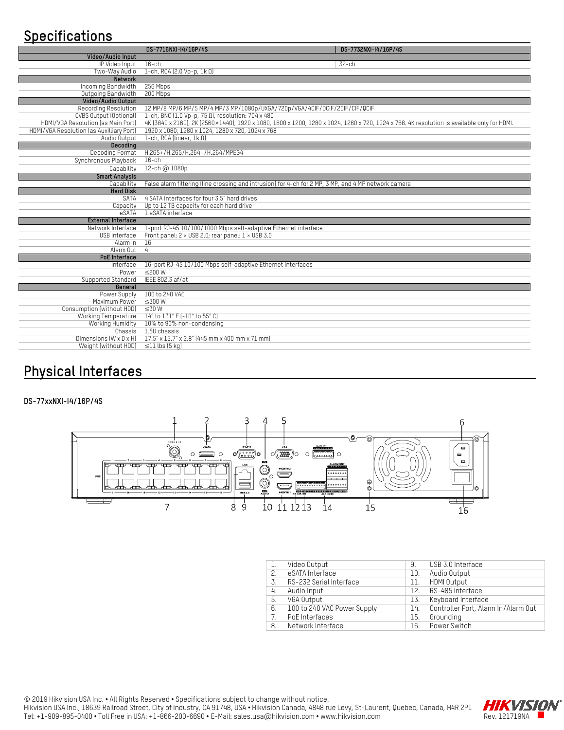## Specifications

| | DS-7716NXI-I4/16P/4S | DS-7732NXI-I4/16P/4S |
|---|---|---|
| **Video/Audio Input** | | |
| IP Video Input | 16-ch | 32-ch |
| Two-Way Audio | 1-ch, RCA (2.0 Vp-p, 1k Ω) | |
| **Network** | | |
| Incoming Bandwidth | 256 Mbps | |
| Outgoing Bandwidth | 200 Mbps | |
| **Video/Audio Output** | | |
| Recording Resolution | 12 MP/8 MP/6 MP/5 MP/4 MP/3 MP/1080p/UXGA/720p/VGA/4CIF/DCIF/2CIF/CIF/QCIF | |
| CVBS Output (Optional) | 1-ch, BNC (1.0 Vp-p, 75 Ω), resolution: 704 x 480 | |
| HDMI/VGA Resolution (as Main Port) | 4K (3840 x 2160), 2K (2560×1440), 1920 x 1080, 1600 x 1200, 1280 x 1024, 1280 x 720, 1024 x 768. 4K resolution is available only for HDMI. | |
| HDMI/VGA Resolution (as Auxilliary Port) | 1920 x 1080, 1280 x 1024, 1280 x 720, 1024 x 768 | |
| Audio Output | 1-ch, RCA (linear, 1k Ω) | |
| **Decoding** | | |
| Decoding Format | H.265+/H.265/H.264+/H.264/MPEG4 | |
| Synchronous Playback | 16-ch | |
| Capability | 12-ch @ 1080p | |
| **Smart Analysis** | | |
| Capability | False alarm filtering (line crossing and intrusion) for 4-ch for 2 MP, 3 MP, and 4 MP network camera | |
| **Hard Disk** | | |
| SATA | 4 SATA interfaces for four 3.5" hard drives | |
| Capacity | Up to 12 TB capacity for each hard drive | |
| eSATA | 1 eSATA interface | |
| **External Interface** | | |
| Network Interface | 1-port RJ-45 10/100/1000 Mbps self-adaptive Ethernet interface | |
| USB Interface | Front panel: 2 × USB 2.0; rear panel: 1 × USB 3.0 | |
| Alarm In | 16 | |
| Alarm Out | 4 | |
| **PoE Interface** | | |
| Interface | 16-port RJ-45 10/100 Mbps self-adaptive Ethernet interfaces | |
| Power | ≤200 W | |
| Supported Standard | IEEE 802.3 af/at | |
| **General** | | |
| Power Supply | 100 to 240 VAC | |
| Maximum Power | ≤300 W | |
| Consumption (without HDD) | ≤30 W | |
| Working Temperature | 14° to 131° F (-10° to 55° C) | |
| Working Humidity | 10% to 90% non-condensing | |
| Chassis | 1.5U chassis | |
| Dimensions (W x D x H) | 17.5" x 15.7" x 2.8" (445 mm x 400 mm x 71 mm) | |
| Weight (without HDD) | ≤11 lbs (5 kg) | |

## Physical Interfaces

**DS-77xxNXI-I4/16P/4S**

1 2 3 4 5 6

7 8 9 10 11 12 13 14 15 16

| | | | |
|---|---|---|---|
| 1. | Video Output | 9. | USB 3.0 Interface |
| 2. | eSATA Interface | 10. | Audio Output |
| 3. | RS-232 Serial Interface | 11. | HDMI Output |
| 4. | Audio Input | 12. | RS-485 Interface |
| 5. | VGA Output | 13. | Keyboard Interface |
| 6. | 100 to 240 VAC Power Supply | 14. | Controller Port, Alarm In/Alarm Out |
| 7. | PoE Interfaces | 15. | Grounding |
| 8. | Network Interface | 16. | Power Switch |

© 2019 Hikvision USA Inc. • All Rights Reserved • Specifications subject to change without notice.
Hikvision USA Inc., 18639 Railroad Street, City of Industry, CA 91748, USA • Hikvision Canada, 4848 rue Levy, St-Laurent, Quebec, Canada, H4R 2P1
Tel: +1-909-895-0400 • Toll Free in USA: +1-866-200-6690 • E-Mail: sales.usa@hikvision.com • www.hikvision.com

HIKVISION
Rev. 121719NA